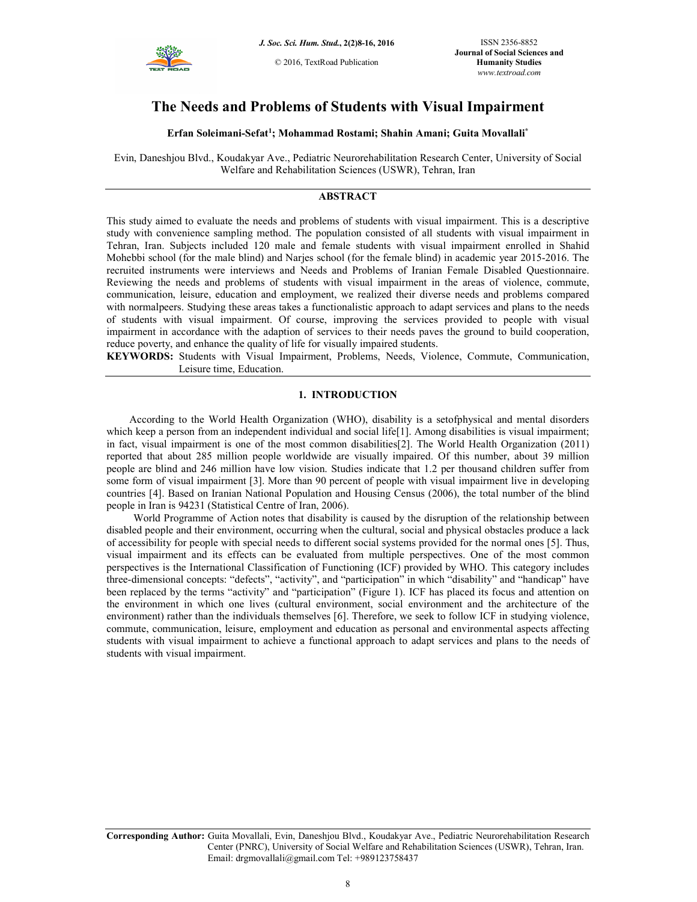# The Needs and Problems of Students with Visual Impairment

**Erfan Soleimani-Sefat[1]; Mohammad Rostami; Shahin Amani; Guita Movallali[*]**

Evin, Daneshjou Blvd., Koudakyar Ave., Pediatric Neurorehabilitation Research Center, University of Social Welfare and Rehabilitation Sciences (USWR), Tehran, Iran

## ABSTRACT

This study aimed to evaluate the needs and problems of students with visual impairment. This is a descriptive study with convenience sampling method. The population consisted of all students with visual impairment in Tehran, Iran. Subjects included 120 male and female students with visual impairment enrolled in Shahid Mohebbi school (for the male blind) and Narjes school (for the female blind) in academic year 2015-2016. The recruited instruments were interviews and Needs and Problems of Iranian Female Disabled Questionnaire. Reviewing the needs and problems of students with visual impairment in the areas of violence, commute, communication, leisure, education and employment, we realized their diverse needs and problems compared with normalpeers. Studying these areas takes a functionalistic approach to adapt services and plans to the needs of students with visual impairment. Of course, improving the services provided to people with visual impairment in accordance with the adaption of services to their needs paves the ground to build cooperation, reduce poverty, and enhance the quality of life for visually impaired students.

**KEYWORDS:** Students with Visual Impairment, Problems, Needs, Violence, Commute, Communication, Leisure time, Education.

## 1. INTRODUCTION

According to the World Health Organization (WHO), disability is a setofphysical and mental disorders which keep a person from an independent individual and social life[1]. Among disabilities is visual impairment; in fact, visual impairment is one of the most common disabilities[2]. The World Health Organization (2011) reported that about 285 million people worldwide are visually impaired. Of this number, about 39 million people are blind and 246 million have low vision. Studies indicate that 1.2 per thousand children suffer from some form of visual impairment [3]. More than 90 percent of people with visual impairment live in developing countries [4]. Based on Iranian National Population and Housing Census (2006), the total number of the blind people in Iran is 94231 (Statistical Centre of Iran, 2006).

World Programme of Action notes that disability is caused by the disruption of the relationship between disabled people and their environment, occurring when the cultural, social and physical obstacles produce a lack of accessibility for people with special needs to different social systems provided for the normal ones [5]. Thus, visual impairment and its effects can be evaluated from multiple perspectives. One of the most common perspectives is the International Classification of Functioning (ICF) provided by WHO. This category includes three-dimensional concepts: "defects", "activity", and "participation" in which "disability" and "handicap" have been replaced by the terms "activity" and "participation" (Figure 1). ICF has placed its focus and attention on the environment in which one lives (cultural environment, social environment and the architecture of the environment) rather than the individuals themselves [6]. Therefore, we seek to follow ICF in studying violence, commute, communication, leisure, employment and education as personal and environmental aspects affecting students with visual impairment to achieve a functional approach to adapt services and plans to the needs of students with visual impairment.

**Corresponding Author:** Guita Movallali, Evin, Daneshjou Blvd., Koudakyar Ave., Pediatric Neurorehabilitation Research Center (PNRC), University of Social Welfare and Rehabilitation Sciences (USWR), Tehran, Iran. Email: drgmovallali@gmail.com Tel: +989123758437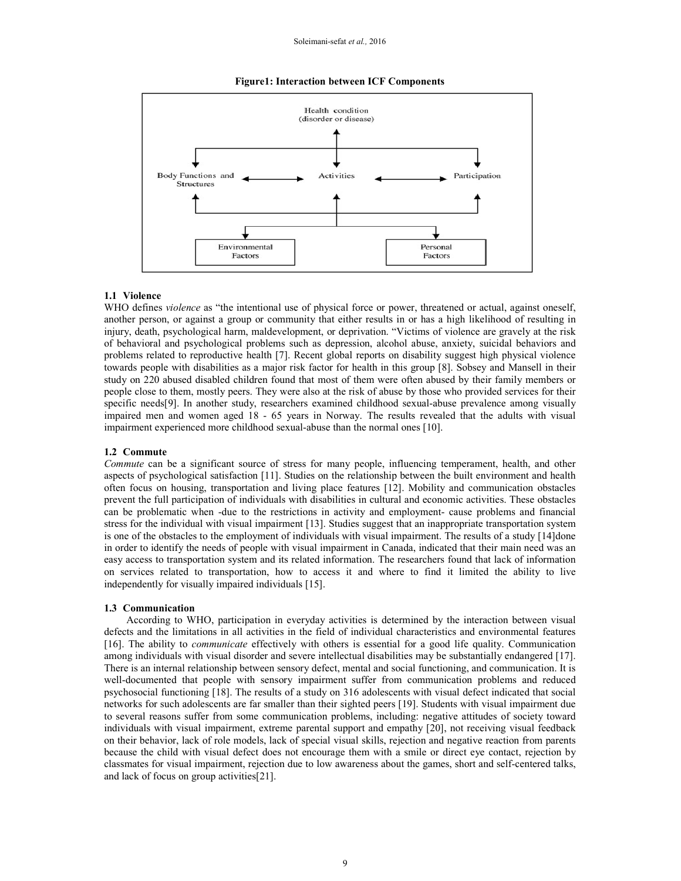**Figure1: Interaction between ICF Components**

### 1.1 Violence

WHO defines *violence* as "the intentional use of physical force or power, threatened or actual, against oneself, another person, or against a group or community that either results in or has a high likelihood of resulting in injury, death, psychological harm, maldevelopment, or deprivation. "Victims of violence are gravely at the risk of behavioral and psychological problems such as depression, alcohol abuse, anxiety, suicidal behaviors and problems related to reproductive health [7]. Recent global reports on disability suggest high physical violence towards people with disabilities as a major risk factor for health in this group [8]. Sobsey and Mansell in their study on 220 abused disabled children found that most of them were often abused by their family members or people close to them, mostly peers. They were also at the risk of abuse by those who provided services for their specific needs[9]. In another study, researchers examined childhood sexual-abuse prevalence among visually impaired men and women aged 18 - 65 years in Norway. The results revealed that the adults with visual impairment experienced more childhood sexual-abuse than the normal ones [10].

### 1.2 Commute

*Commute* can be a significant source of stress for many people, influencing temperament, health, and other aspects of psychological satisfaction [11]. Studies on the relationship between the built environment and health often focus on housing, transportation and living place features [12]. Mobility and communication obstacles prevent the full participation of individuals with disabilities in cultural and economic activities. These obstacles can be problematic when -due to the restrictions in activity and employment- cause problems and financial stress for the individual with visual impairment [13]. Studies suggest that an inappropriate transportation system is one of the obstacles to the employment of individuals with visual impairment. The results of a study [14]done in order to identify the needs of people with visual impairment in Canada, indicated that their main need was an easy access to transportation system and its related information. The researchers found that lack of information on services related to transportation, how to access it and where to find it limited the ability to live independently for visually impaired individuals [15].

### 1.3 Communication

According to WHO, participation in everyday activities is determined by the interaction between visual defects and the limitations in all activities in the field of individual characteristics and environmental features [16]. The ability to *communicate* effectively with others is essential for a good life quality. Communication among individuals with visual disorder and severe intellectual disabilities may be substantially endangered [17]. There is an internal relationship between sensory defect, mental and social functioning, and communication. It is well-documented that people with sensory impairment suffer from communication problems and reduced psychosocial functioning [18]. The results of a study on 316 adolescents with visual defect indicated that social networks for such adolescents are far smaller than their sighted peers [19]. Students with visual impairment due to several reasons suffer from some communication problems, including: negative attitudes of society toward individuals with visual impairment, extreme parental support and empathy [20], not receiving visual feedback on their behavior, lack of role models, lack of special visual skills, rejection and negative reaction from parents because the child with visual defect does not encourage them with a smile or direct eye contact, rejection by classmates for visual impairment, rejection due to low awareness about the games, short and self-centered talks, and lack of focus on group activities[21].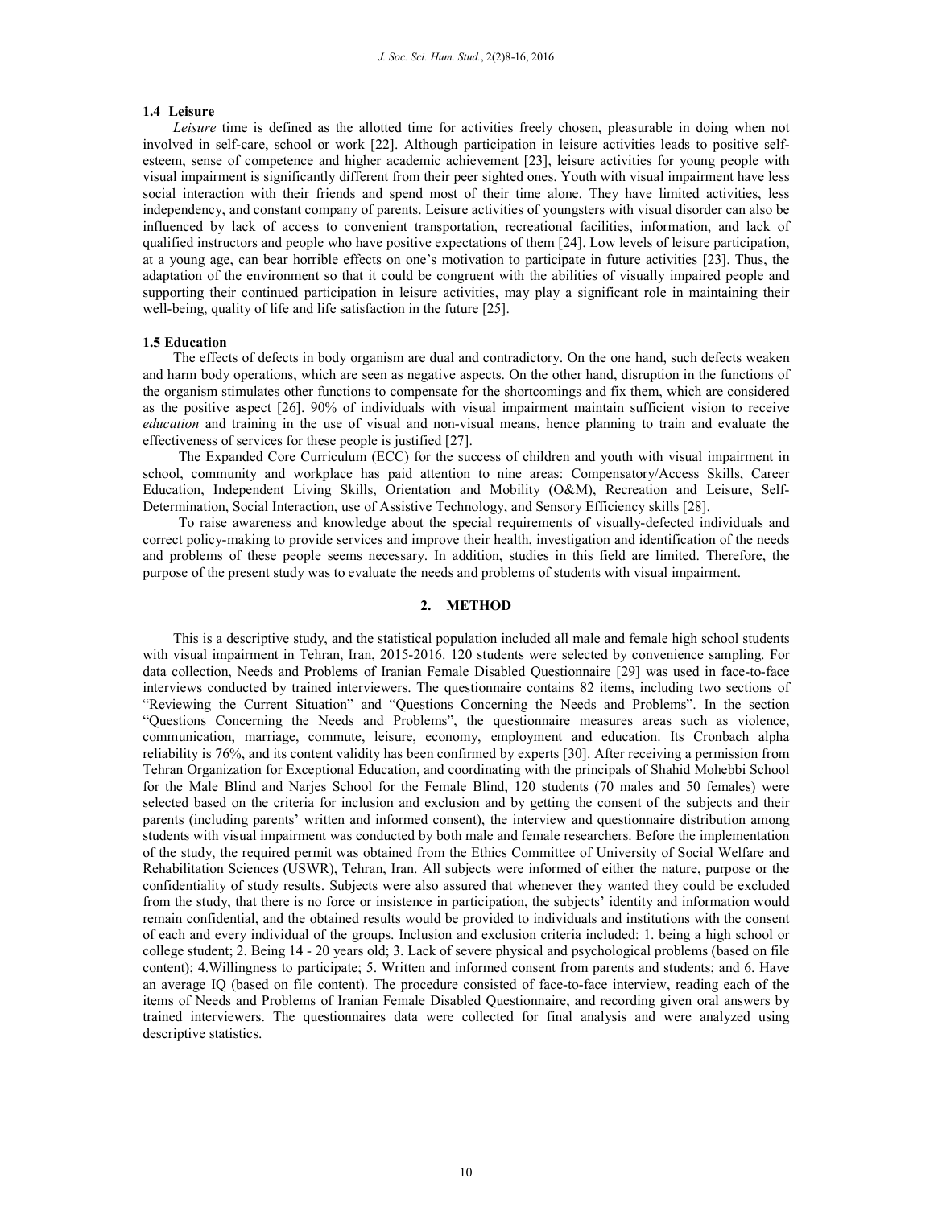### 1.4 Leisure

*Leisure* time is defined as the allotted time for activities freely chosen, pleasurable in doing when not involved in self-care, school or work [22]. Although participation in leisure activities leads to positive self-esteem, sense of competence and higher academic achievement [23], leisure activities for young people with visual impairment is significantly different from their peer sighted ones. Youth with visual impairment have less social interaction with their friends and spend most of their time alone. They have limited activities, less independency, and constant company of parents. Leisure activities of youngsters with visual disorder can also be influenced by lack of access to convenient transportation, recreational facilities, information, and lack of qualified instructors and people who have positive expectations of them [24]. Low levels of leisure participation, at a young age, can bear horrible effects on one's motivation to participate in future activities [23]. Thus, the adaptation of the environment so that it could be congruent with the abilities of visually impaired people and supporting their continued participation in leisure activities, may play a significant role in maintaining their well-being, quality of life and life satisfaction in the future [25].

### 1.5 Education

The effects of defects in body organism are dual and contradictory. On the one hand, such defects weaken and harm body operations, which are seen as negative aspects. On the other hand, disruption in the functions of the organism stimulates other functions to compensate for the shortcomings and fix them, which are considered as the positive aspect [26]. 90% of individuals with visual impairment maintain sufficient vision to receive *education* and training in the use of visual and non-visual means, hence planning to train and evaluate the effectiveness of services for these people is justified [27].

The Expanded Core Curriculum (ECC) for the success of children and youth with visual impairment in school, community and workplace has paid attention to nine areas: Compensatory/Access Skills, Career Education, Independent Living Skills, Orientation and Mobility (O&M), Recreation and Leisure, Self-Determination, Social Interaction, use of Assistive Technology, and Sensory Efficiency skills [28].

To raise awareness and knowledge about the special requirements of visually-defected individuals and correct policy-making to provide services and improve their health, investigation and identification of the needs and problems of these people seems necessary. In addition, studies in this field are limited. Therefore, the purpose of the present study was to evaluate the needs and problems of students with visual impairment.

## 2. METHOD

This is a descriptive study, and the statistical population included all male and female high school students with visual impairment in Tehran, Iran, 2015-2016. 120 students were selected by convenience sampling. For data collection, Needs and Problems of Iranian Female Disabled Questionnaire [29] was used in face-to-face interviews conducted by trained interviewers. The questionnaire contains 82 items, including two sections of "Reviewing the Current Situation" and "Questions Concerning the Needs and Problems". In the section "Questions Concerning the Needs and Problems", the questionnaire measures areas such as violence, communication, marriage, commute, leisure, economy, employment and education. Its Cronbach alpha reliability is 76%, and its content validity has been confirmed by experts [30]. After receiving a permission from Tehran Organization for Exceptional Education, and coordinating with the principals of Shahid Mohebbi School for the Male Blind and Narjes School for the Female Blind, 120 students (70 males and 50 females) were selected based on the criteria for inclusion and exclusion and by getting the consent of the subjects and their parents (including parents' written and informed consent), the interview and questionnaire distribution among students with visual impairment was conducted by both male and female researchers. Before the implementation of the study, the required permit was obtained from the Ethics Committee of University of Social Welfare and Rehabilitation Sciences (USWR), Tehran, Iran. All subjects were informed of either the nature, purpose or the confidentiality of study results. Subjects were also assured that whenever they wanted they could be excluded from the study, that there is no force or insistence in participation, the subjects' identity and information would remain confidential, and the obtained results would be provided to individuals and institutions with the consent of each and every individual of the groups. Inclusion and exclusion criteria included: 1. being a high school or college student; 2. Being 14 - 20 years old; 3. Lack of severe physical and psychological problems (based on file content); 4.Willingness to participate; 5. Written and informed consent from parents and students; and 6. Have an average IQ (based on file content). The procedure consisted of face-to-face interview, reading each of the items of Needs and Problems of Iranian Female Disabled Questionnaire, and recording given oral answers by trained interviewers. The questionnaires data were collected for final analysis and were analyzed using descriptive statistics.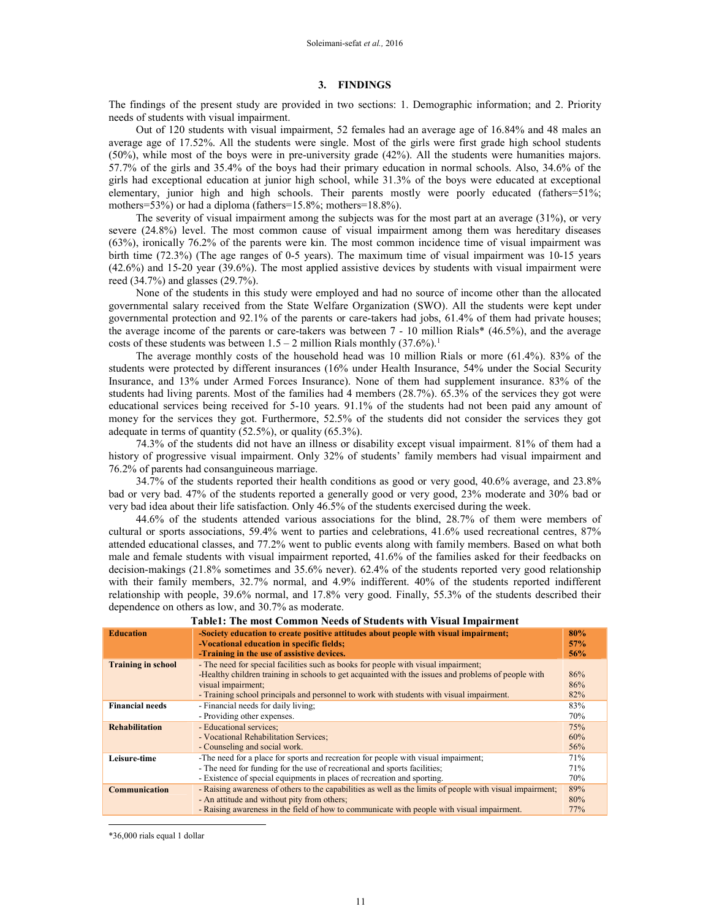## 3. FINDINGS

The findings of the present study are provided in two sections: 1. Demographic information; and 2. Priority needs of students with visual impairment.

Out of 120 students with visual impairment, 52 females had an average age of 16.84% and 48 males an average age of 17.52%. All the students were single. Most of the girls were first grade high school students (50%), while most of the boys were in pre-university grade (42%). All the students were humanities majors. 57.7% of the girls and 35.4% of the boys had their primary education in normal schools. Also, 34.6% of the girls had exceptional education at junior high school, while 31.3% of the boys were educated at exceptional elementary, junior high and high schools. Their parents mostly were poorly educated (fathers=51%; mothers=53%) or had a diploma (fathers=15.8%; mothers=18.8%).

The severity of visual impairment among the subjects was for the most part at an average (31%), or very severe (24.8%) level. The most common cause of visual impairment among them was hereditary diseases (63%), ironically 76.2% of the parents were kin. The most common incidence time of visual impairment was birth time (72.3%) (The age ranges of 0-5 years). The maximum time of visual impairment was 10-15 years (42.6%) and 15-20 year (39.6%). The most applied assistive devices by students with visual impairment were reed (34.7%) and glasses (29.7%).

None of the students in this study were employed and had no source of income other than the allocated governmental salary received from the State Welfare Organization (SWO). All the students were kept under governmental protection and 92.1% of the parents or care-takers had jobs, 61.4% of them had private houses; the average income of the parents or care-takers was between 7 - 10 million Rials* (46.5%), and the average costs of these students was between 1.5 – 2 million Rials monthly (37.6%).[1]

The average monthly costs of the household head was 10 million Rials or more (61.4%). 83% of the students were protected by different insurances (16% under Health Insurance, 54% under the Social Security Insurance, and 13% under Armed Forces Insurance). None of them had supplement insurance. 83% of the students had living parents. Most of the families had 4 members (28.7%). 65.3% of the services they got were educational services being received for 5-10 years. 91.1% of the students had not been paid any amount of money for the services they got. Furthermore, 52.5% of the students did not consider the services they got adequate in terms of quantity (52.5%), or quality (65.3%).

74.3% of the students did not have an illness or disability except visual impairment. 81% of them had a history of progressive visual impairment. Only 32% of students' family members had visual impairment and 76.2% of parents had consanguineous marriage.

34.7% of the students reported their health conditions as good or very good, 40.6% average, and 23.8% bad or very bad. 47% of the students reported a generally good or very good, 23% moderate and 30% bad or very bad idea about their life satisfaction. Only 46.5% of the students exercised during the week.

44.6% of the students attended various associations for the blind, 28.7% of them were members of cultural or sports associations, 59.4% went to parties and celebrations, 41.6% used recreational centres, 87% attended educational classes, and 77.2% went to public events along with family members. Based on what both male and female students with visual impairment reported, 41.6% of the families asked for their feedbacks on decision-makings (21.8% sometimes and 35.6% never). 62.4% of the students reported very good relationship with their family members, 32.7% normal, and 4.9% indifferent. 40% of the students reported indifferent relationship with people, 39.6% normal, and 17.8% very good. Finally, 55.3% of the students described their dependence on others as low, and 30.7% as moderate.

**Table1: The most Common Needs of Students with Visual Impairment**

| | | |
|---|---|---|
| **Education** | **-Society education to create positive attitudes about people with visual impairment;**<br>**-Vocational education in specific fields;**<br>**-Training in the use of assistive devices.** | **80%**<br>**57%**<br>**56%** |
| **Training in school** | - The need for special facilities such as books for people with visual impairment;<br>-Healthy children training in schools to get acquainted with the issues and problems of people with visual impairment;<br>- Training school principals and personnel to work with students with visual impairment. | 86%<br>86%<br>82% |
| **Financial needs** | - Financial needs for daily living;<br>- Providing other expenses. | 83%<br>70% |
| **Rehabilitation** | - Educational services;<br>- Vocational Rehabilitation Services;<br>- Counseling and social work. | 75%<br>60%<br>56% |
| **Leisure-time** | -The need for a place for sports and recreation for people with visual impairment;<br>- The need for funding for the use of recreational and sports facilities;<br>- Existence of special equipments in places of recreation and sporting. | 71%<br>71%<br>70% |
| **Communication** | - Raising awareness of others to the capabilities as well as the limits of people with visual impairment;<br>- An attitude and without pity from others;<br>- Raising awareness in the field of how to communicate with people with visual impairment. | 89%<br>80%<br>77% |

*36,000 rials equal 1 dollar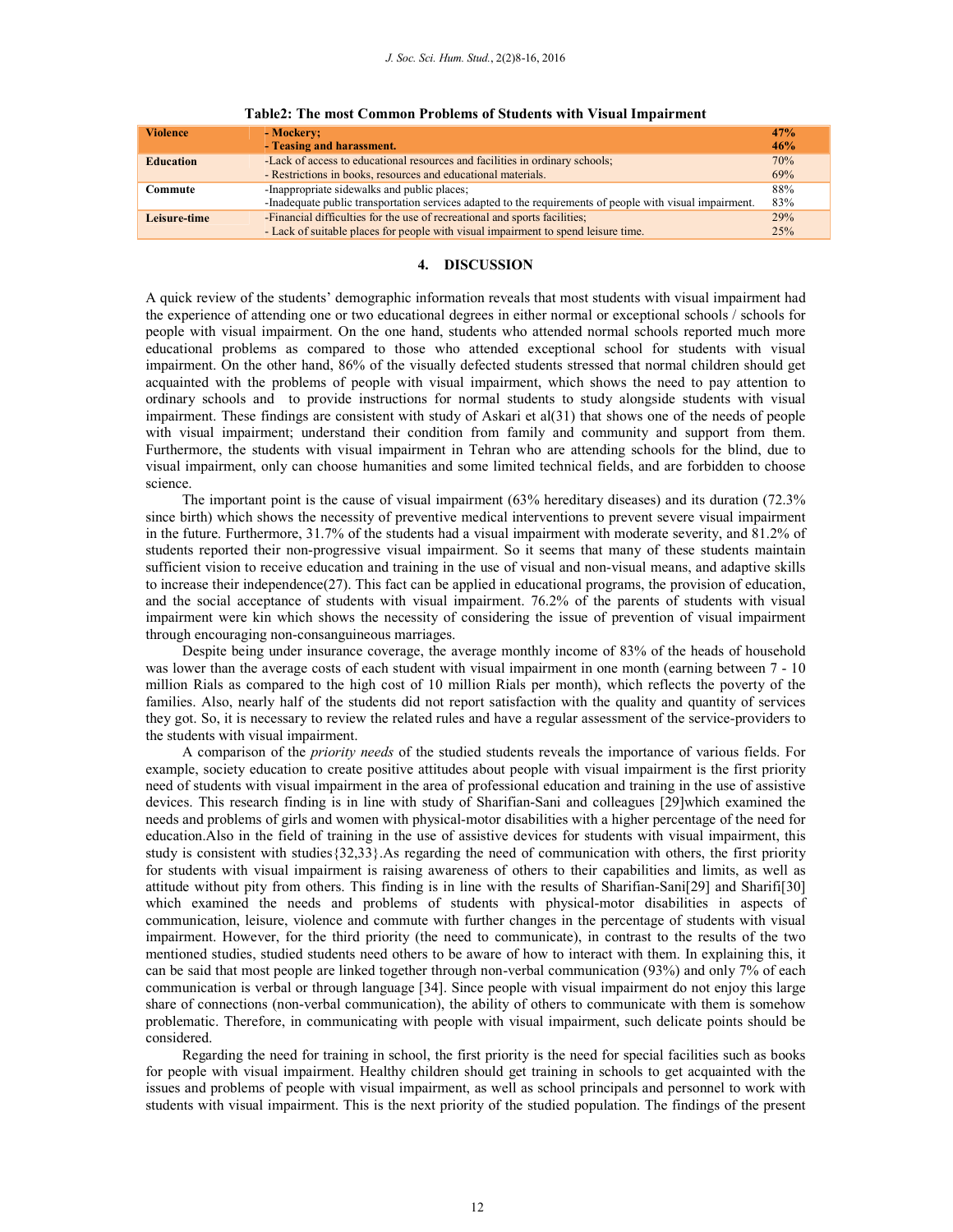**Table2: The most Common Problems of Students with Visual Impairment**

| | | |
|---|---|---|
| **Violence** | **- Mockery;**<br>**- Teasing and harassment.** | **47%**<br>**46%** |
| **Education** | -Lack of access to educational resources and facilities in ordinary schools;<br>- Restrictions in books, resources and educational materials. | 70%<br>69% |
| **Commute** | -Inappropriate sidewalks and public places;<br>-Inadequate public transportation services adapted to the requirements of people with visual impairment. | 88%<br>83% |
| **Leisure-time** | -Financial difficulties for the use of recreational and sports facilities;<br>- Lack of suitable places for people with visual impairment to spend leisure time. | 29%<br>25% |

## 4. DISCUSSION

A quick review of the students' demographic information reveals that most students with visual impairment had the experience of attending one or two educational degrees in either normal or exceptional schools / schools for people with visual impairment. On the one hand, students who attended normal schools reported much more educational problems as compared to those who attended exceptional school for students with visual impairment. On the other hand, 86% of the visually defected students stressed that normal children should get acquainted with the problems of people with visual impairment, which shows the need to pay attention to ordinary schools and to provide instructions for normal students to study alongside students with visual impairment. These findings are consistent with study of Askari et al(31) that shows one of the needs of people with visual impairment; understand their condition from family and community and support from them. Furthermore, the students with visual impairment in Tehran who are attending schools for the blind, due to visual impairment, only can choose humanities and some limited technical fields, and are forbidden to choose science.

The important point is the cause of visual impairment (63% hereditary diseases) and its duration (72.3% since birth) which shows the necessity of preventive medical interventions to prevent severe visual impairment in the future. Furthermore, 31.7% of the students had a visual impairment with moderate severity, and 81.2% of students reported their non-progressive visual impairment. So it seems that many of these students maintain sufficient vision to receive education and training in the use of visual and non-visual means, and adaptive skills to increase their independence(27). This fact can be applied in educational programs, the provision of education, and the social acceptance of students with visual impairment. 76.2% of the parents of students with visual impairment were kin which shows the necessity of considering the issue of prevention of visual impairment through encouraging non-consanguineous marriages.

Despite being under insurance coverage, the average monthly income of 83% of the heads of household was lower than the average costs of each student with visual impairment in one month (earning between 7 - 10 million Rials as compared to the high cost of 10 million Rials per month), which reflects the poverty of the families. Also, nearly half of the students did not report satisfaction with the quality and quantity of services they got. So, it is necessary to review the related rules and have a regular assessment of the service-providers to the students with visual impairment.

A comparison of the *priority needs* of the studied students reveals the importance of various fields. For example, society education to create positive attitudes about people with visual impairment is the first priority need of students with visual impairment in the area of professional education and training in the use of assistive devices. This research finding is in line with study of Sharifian-Sani and colleagues [29]which examined the needs and problems of girls and women with physical-motor disabilities with a higher percentage of the need for education.Also in the field of training in the use of assistive devices for students with visual impairment, this study is consistent with studies{32,33}.As regarding the need of communication with others, the first priority for students with visual impairment is raising awareness of others to their capabilities and limits, as well as attitude without pity from others. This finding is in line with the results of Sharifian-Sani[29] and Sharifi[30] which examined the needs and problems of students with physical-motor disabilities in aspects of communication, leisure, violence and commute with further changes in the percentage of students with visual impairment. However, for the third priority (the need to communicate), in contrast to the results of the two mentioned studies, studied students need others to be aware of how to interact with them. In explaining this, it can be said that most people are linked together through non-verbal communication (93%) and only 7% of each communication is verbal or through language [34]. Since people with visual impairment do not enjoy this large share of connections (non-verbal communication), the ability of others to communicate with them is somehow problematic. Therefore, in communicating with people with visual impairment, such delicate points should be considered.

Regarding the need for training in school, the first priority is the need for special facilities such as books for people with visual impairment. Healthy children should get training in schools to get acquainted with the issues and problems of people with visual impairment, as well as school principals and personnel to work with students with visual impairment. This is the next priority of the studied population. The findings of the present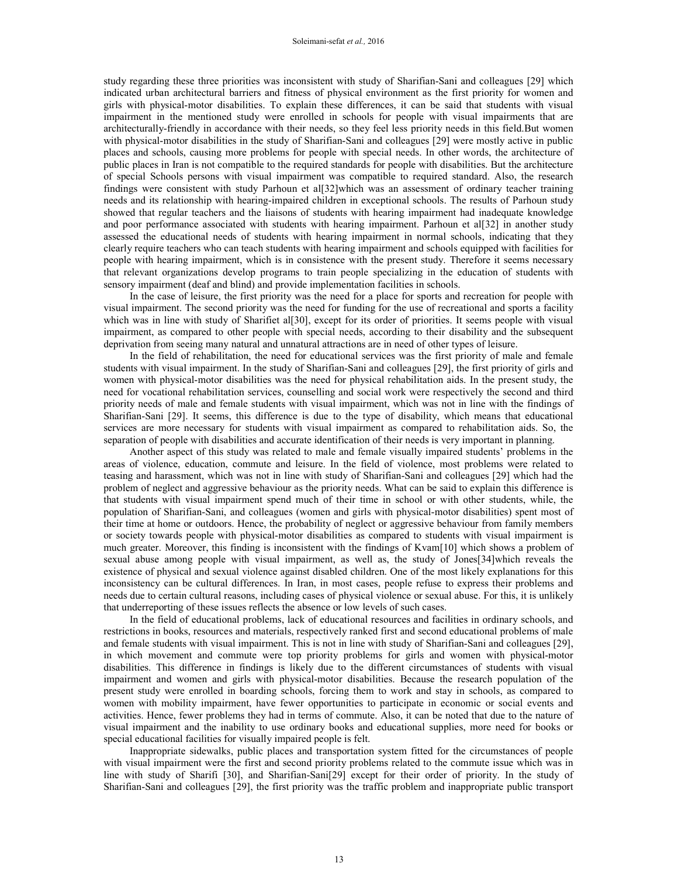study regarding these three priorities was inconsistent with study of Sharifian-Sani and colleagues [29] which indicated urban architectural barriers and fitness of physical environment as the first priority for women and girls with physical-motor disabilities. To explain these differences, it can be said that students with visual impairment in the mentioned study were enrolled in schools for people with visual impairments that are architecturally-friendly in accordance with their needs, so they feel less priority needs in this field.But women with physical-motor disabilities in the study of Sharifian-Sani and colleagues [29] were mostly active in public places and schools, causing more problems for people with special needs. In other words, the architecture of public places in Iran is not compatible to the required standards for people with disabilities. But the architecture of special Schools persons with visual impairment was compatible to required standard. Also, the research findings were consistent with study Parhoun et al[32]which was an assessment of ordinary teacher training needs and its relationship with hearing-impaired children in exceptional schools. The results of Parhoun study showed that regular teachers and the liaisons of students with hearing impairment had inadequate knowledge and poor performance associated with students with hearing impairment. Parhoun et al[32] in another study assessed the educational needs of students with hearing impairment in normal schools, indicating that they clearly require teachers who can teach students with hearing impairment and schools equipped with facilities for people with hearing impairment, which is in consistence with the present study. Therefore it seems necessary that relevant organizations develop programs to train people specializing in the education of students with sensory impairment (deaf and blind) and provide implementation facilities in schools.

In the case of leisure, the first priority was the need for a place for sports and recreation for people with visual impairment. The second priority was the need for funding for the use of recreational and sports a facility which was in line with study of Sharifiet al[30], except for its order of priorities. It seems people with visual impairment, as compared to other people with special needs, according to their disability and the subsequent deprivation from seeing many natural and unnatural attractions are in need of other types of leisure.

In the field of rehabilitation, the need for educational services was the first priority of male and female students with visual impairment. In the study of Sharifian-Sani and colleagues [29], the first priority of girls and women with physical-motor disabilities was the need for physical rehabilitation aids. In the present study, the need for vocational rehabilitation services, counselling and social work were respectively the second and third priority needs of male and female students with visual impairment, which was not in line with the findings of Sharifian-Sani [29]. It seems, this difference is due to the type of disability, which means that educational services are more necessary for students with visual impairment as compared to rehabilitation aids. So, the separation of people with disabilities and accurate identification of their needs is very important in planning.

Another aspect of this study was related to male and female visually impaired students' problems in the areas of violence, education, commute and leisure. In the field of violence, most problems were related to teasing and harassment, which was not in line with study of Sharifian-Sani and colleagues [29] which had the problem of neglect and aggressive behaviour as the priority needs. What can be said to explain this difference is that students with visual impairment spend much of their time in school or with other students, while, the population of Sharifian-Sani, and colleagues (women and girls with physical-motor disabilities) spent most of their time at home or outdoors. Hence, the probability of neglect or aggressive behaviour from family members or society towards people with physical-motor disabilities as compared to students with visual impairment is much greater. Moreover, this finding is inconsistent with the findings of Kvam[10] which shows a problem of sexual abuse among people with visual impairment, as well as, the study of Jones[34]which reveals the existence of physical and sexual violence against disabled children. One of the most likely explanations for this inconsistency can be cultural differences. In Iran, in most cases, people refuse to express their problems and needs due to certain cultural reasons, including cases of physical violence or sexual abuse. For this, it is unlikely that underreporting of these issues reflects the absence or low levels of such cases.

In the field of educational problems, lack of educational resources and facilities in ordinary schools, and restrictions in books, resources and materials, respectively ranked first and second educational problems of male and female students with visual impairment. This is not in line with study of Sharifian-Sani and colleagues [29], in which movement and commute were top priority problems for girls and women with physical-motor disabilities. This difference in findings is likely due to the different circumstances of students with visual impairment and women and girls with physical-motor disabilities. Because the research population of the present study were enrolled in boarding schools, forcing them to work and stay in schools, as compared to women with mobility impairment, have fewer opportunities to participate in economic or social events and activities. Hence, fewer problems they had in terms of commute. Also, it can be noted that due to the nature of visual impairment and the inability to use ordinary books and educational supplies, more need for books or special educational facilities for visually impaired people is felt.

Inappropriate sidewalks, public places and transportation system fitted for the circumstances of people with visual impairment were the first and second priority problems related to the commute issue which was in line with study of Sharifi [30], and Sharifian-Sani[29] except for their order of priority. In the study of Sharifian-Sani and colleagues [29], the first priority was the traffic problem and inappropriate public transport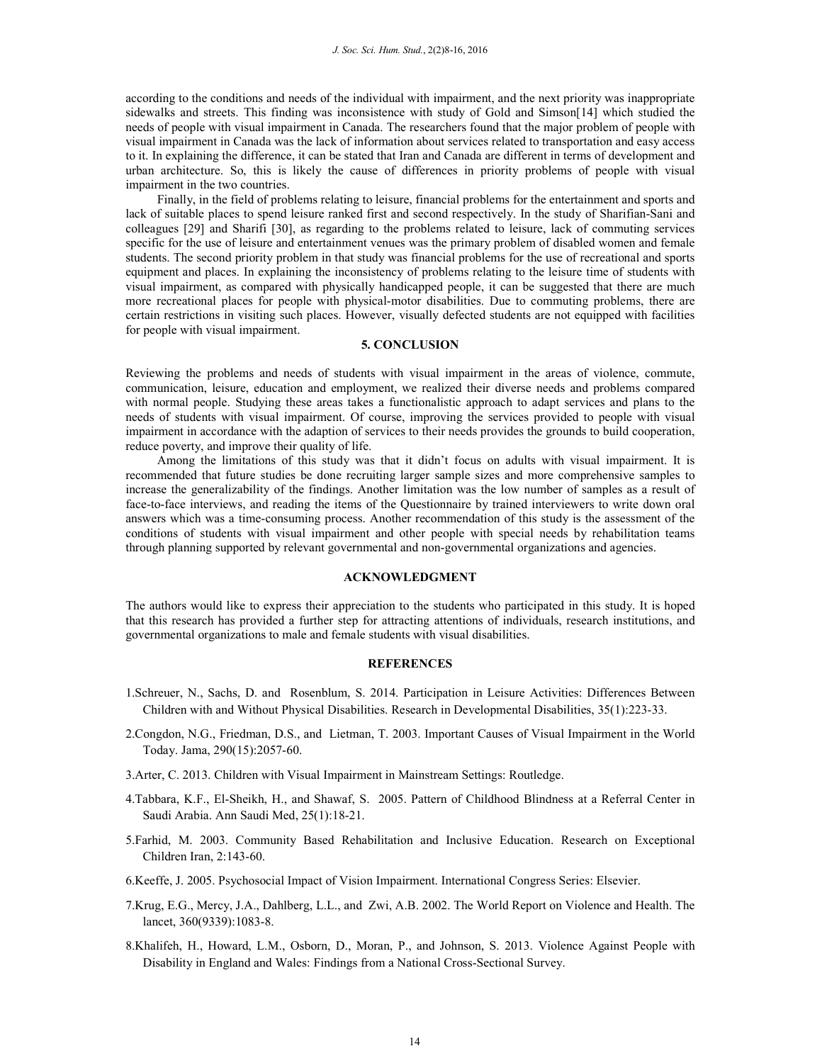according to the conditions and needs of the individual with impairment, and the next priority was inappropriate sidewalks and streets. This finding was inconsistence with study of Gold and Simson[14] which studied the needs of people with visual impairment in Canada. The researchers found that the major problem of people with visual impairment in Canada was the lack of information about services related to transportation and easy access to it. In explaining the difference, it can be stated that Iran and Canada are different in terms of development and urban architecture. So, this is likely the cause of differences in priority problems of people with visual impairment in the two countries.

Finally, in the field of problems relating to leisure, financial problems for the entertainment and sports and lack of suitable places to spend leisure ranked first and second respectively. In the study of Sharifian-Sani and colleagues [29] and Sharifi [30], as regarding to the problems related to leisure, lack of commuting services specific for the use of leisure and entertainment venues was the primary problem of disabled women and female students. The second priority problem in that study was financial problems for the use of recreational and sports equipment and places. In explaining the inconsistency of problems relating to the leisure time of students with visual impairment, as compared with physically handicapped people, it can be suggested that there are much more recreational places for people with physical-motor disabilities. Due to commuting problems, there are certain restrictions in visiting such places. However, visually defected students are not equipped with facilities for people with visual impairment.

## 5. CONCLUSION

Reviewing the problems and needs of students with visual impairment in the areas of violence, commute, communication, leisure, education and employment, we realized their diverse needs and problems compared with normal people. Studying these areas takes a functionalistic approach to adapt services and plans to the needs of students with visual impairment. Of course, improving the services provided to people with visual impairment in accordance with the adaption of services to their needs provides the grounds to build cooperation, reduce poverty, and improve their quality of life.

Among the limitations of this study was that it didn't focus on adults with visual impairment. It is recommended that future studies be done recruiting larger sample sizes and more comprehensive samples to increase the generalizability of the findings. Another limitation was the low number of samples as a result of face-to-face interviews, and reading the items of the Questionnaire by trained interviewers to write down oral answers which was a time-consuming process. Another recommendation of this study is the assessment of the conditions of students with visual impairment and other people with special needs by rehabilitation teams through planning supported by relevant governmental and non-governmental organizations and agencies.

## ACKNOWLEDGMENT

The authors would like to express their appreciation to the students who participated in this study. It is hoped that this research has provided a further step for attracting attentions of individuals, research institutions, and governmental organizations to male and female students with visual disabilities.

## REFERENCES

1. Schreuer, N., Sachs, D. and Rosenblum, S. 2014. Participation in Leisure Activities: Differences Between Children with and Without Physical Disabilities. Research in Developmental Disabilities, 35(1):223-33.
2. Congdon, N.G., Friedman, D.S., and Lietman, T. 2003. Important Causes of Visual Impairment in the World Today. Jama, 290(15):2057-60.
3. Arter, C. 2013. Children with Visual Impairment in Mainstream Settings: Routledge.
4. Tabbara, K.F., El-Sheikh, H., and Shawaf, S. 2005. Pattern of Childhood Blindness at a Referral Center in Saudi Arabia. Ann Saudi Med, 25(1):18-21.
5. Farhid, M. 2003. Community Based Rehabilitation and Inclusive Education. Research on Exceptional Children Iran, 2:143-60.
6. Keeffe, J. 2005. Psychosocial Impact of Vision Impairment. International Congress Series: Elsevier.
7. Krug, E.G., Mercy, J.A., Dahlberg, L.L., and Zwi, A.B. 2002. The World Report on Violence and Health. The lancet, 360(9339):1083-8.
8. Khalifeh, H., Howard, L.M., Osborn, D., Moran, P., and Johnson, S. 2013. Violence Against People with Disability in England and Wales: Findings from a National Cross-Sectional Survey.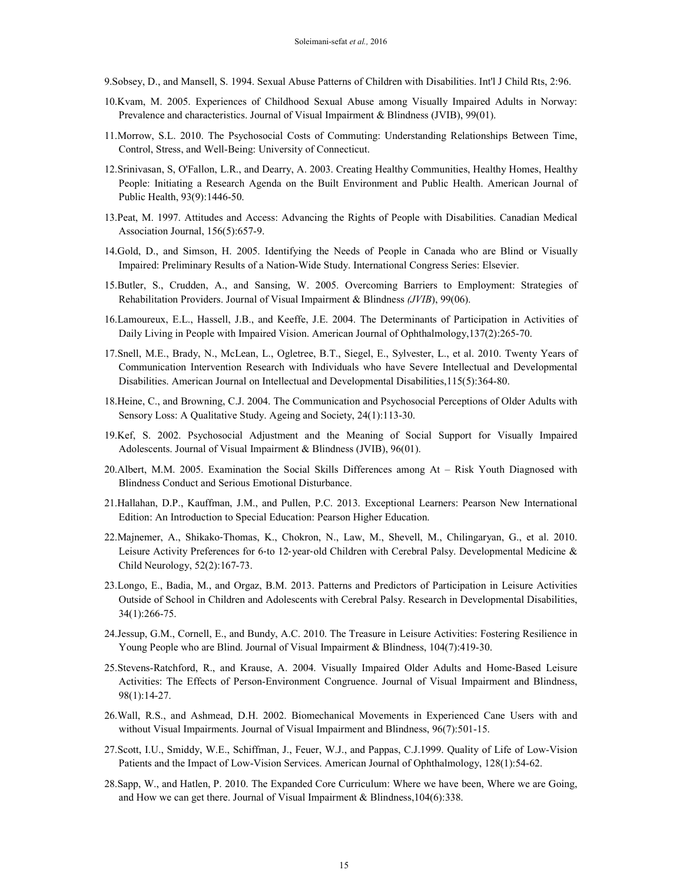9.Sobsey, D., and Mansell, S. 1994. Sexual Abuse Patterns of Children with Disabilities. Int'l J Child Rts, 2:96.

10.Kvam, M. 2005. Experiences of Childhood Sexual Abuse among Visually Impaired Adults in Norway: Prevalence and characteristics. Journal of Visual Impairment & Blindness (JVIB), 99(01).

11.Morrow, S.L. 2010. The Psychosocial Costs of Commuting: Understanding Relationships Between Time, Control, Stress, and Well-Being: University of Connecticut.

12.Srinivasan, S, O'Fallon, L.R., and Dearry, A. 2003. Creating Healthy Communities, Healthy Homes, Healthy People: Initiating a Research Agenda on the Built Environment and Public Health. American Journal of Public Health, 93(9):1446-50.

13.Peat, M. 1997. Attitudes and Access: Advancing the Rights of People with Disabilities. Canadian Medical Association Journal, 156(5):657-9.

14.Gold, D., and Simson, H. 2005. Identifying the Needs of People in Canada who are Blind or Visually Impaired: Preliminary Results of a Nation-Wide Study. International Congress Series: Elsevier.

15.Butler, S., Crudden, A., and Sansing, W. 2005. Overcoming Barriers to Employment: Strategies of Rehabilitation Providers. Journal of Visual Impairment & Blindness *(JVIB*), 99(06).

16.Lamoureux, E.L., Hassell, J.B., and Keeffe, J.E. 2004. The Determinants of Participation in Activities of Daily Living in People with Impaired Vision. American Journal of Ophthalmology,137(2):265-70.

17.Snell, M.E., Brady, N., McLean, L., Ogletree, B.T., Siegel, E., Sylvester, L., et al. 2010. Twenty Years of Communication Intervention Research with Individuals who have Severe Intellectual and Developmental Disabilities. American Journal on Intellectual and Developmental Disabilities,115(5):364-80.

18.Heine, C., and Browning, C.J. 2004. The Communication and Psychosocial Perceptions of Older Adults with Sensory Loss: A Qualitative Study. Ageing and Society, 24(1):113-30.

19.Kef, S. 2002. Psychosocial Adjustment and the Meaning of Social Support for Visually Impaired Adolescents. Journal of Visual Impairment & Blindness (JVIB), 96(01).

20.Albert, M.M. 2005. Examination the Social Skills Differences among At – Risk Youth Diagnosed with Blindness Conduct and Serious Emotional Disturbance.

21.Hallahan, D.P., Kauffman, J.M., and Pullen, P.C. 2013. Exceptional Learners: Pearson New International Edition: An Introduction to Special Education: Pearson Higher Education.

22.Majnemer, A., Shikako-Thomas, K., Chokron, N., Law, M., Shevell, M., Chilingaryan, G., et al. 2010. Leisure Activity Preferences for 6-to 12-year-old Children with Cerebral Palsy. Developmental Medicine & Child Neurology, 52(2):167-73.

23.Longo, E., Badia, M., and Orgaz, B.M. 2013. Patterns and Predictors of Participation in Leisure Activities Outside of School in Children and Adolescents with Cerebral Palsy. Research in Developmental Disabilities, 34(1):266-75.

24.Jessup, G.M., Cornell, E., and Bundy, A.C. 2010. The Treasure in Leisure Activities: Fostering Resilience in Young People who are Blind. Journal of Visual Impairment & Blindness, 104(7):419-30.

25.Stevens-Ratchford, R., and Krause, A. 2004. Visually Impaired Older Adults and Home-Based Leisure Activities: The Effects of Person-Environment Congruence. Journal of Visual Impairment and Blindness, 98(1):14-27.

26.Wall, R.S., and Ashmead, D.H. 2002. Biomechanical Movements in Experienced Cane Users with and without Visual Impairments. Journal of Visual Impairment and Blindness, 96(7):501-15.

27.Scott, I.U., Smiddy, W.E., Schiffman, J., Feuer, W.J., and Pappas, C.J.1999. Quality of Life of Low-Vision Patients and the Impact of Low-Vision Services. American Journal of Ophthalmology, 128(1):54-62.

28.Sapp, W., and Hatlen, P. 2010. The Expanded Core Curriculum: Where we have been, Where we are Going, and How we can get there. Journal of Visual Impairment & Blindness,104(6):338.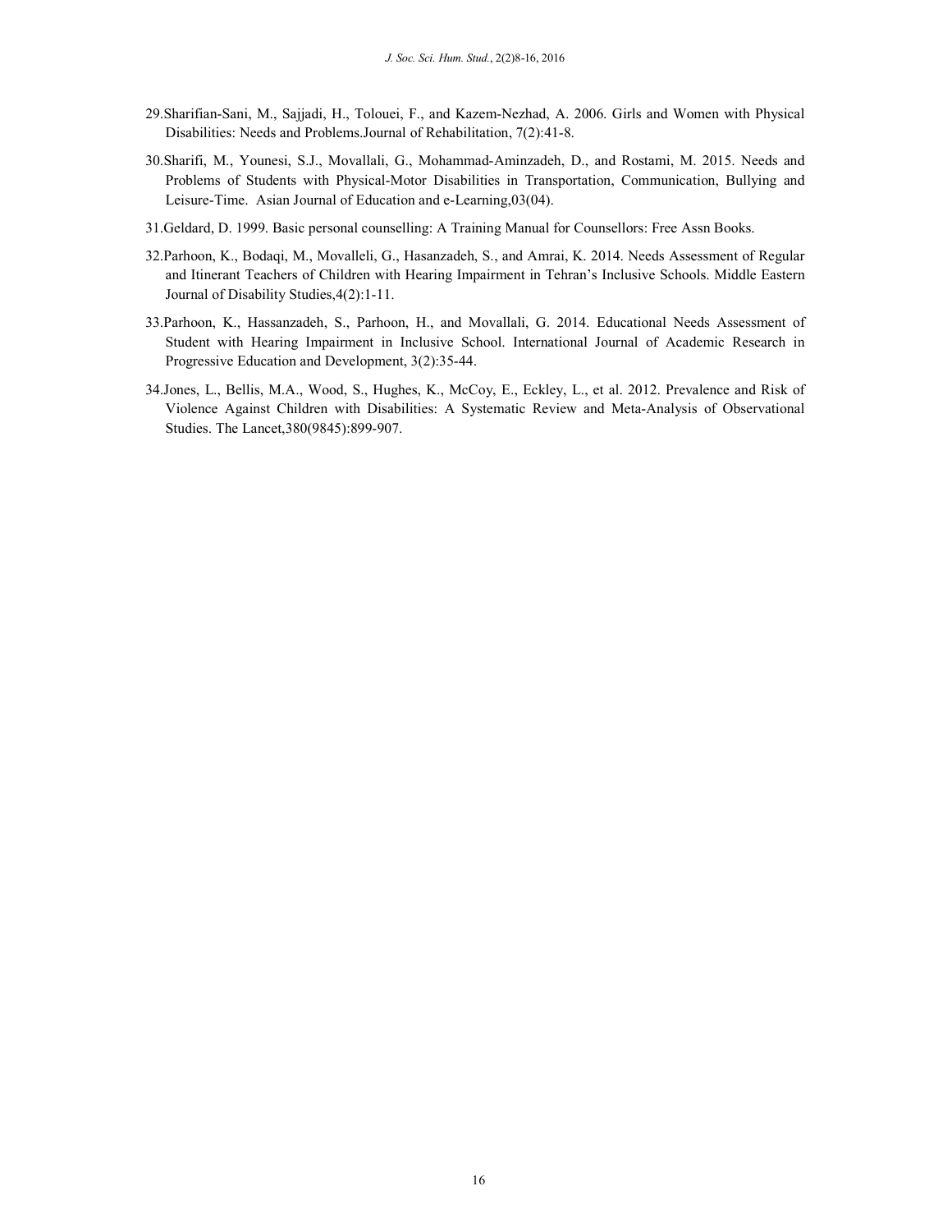29. Sharifian-Sani, M., Sajjadi, H., Tolouei, F., and Kazem-Nezhad, A. 2006. Girls and Women with Physical Disabilities: Needs and Problems.Journal of Rehabilitation, 7(2):41-8.

30. Sharifi, M., Younesi, S.J., Movallali, G., Mohammad-Aminzadeh, D., and Rostami, M. 2015. Needs and Problems of Students with Physical-Motor Disabilities in Transportation, Communication, Bullying and Leisure-Time. Asian Journal of Education and e-Learning,03(04).

31. Geldard, D. 1999. Basic personal counselling: A Training Manual for Counsellors: Free Assn Books.

32. Parhoon, K., Bodaqi, M., Movalleli, G., Hasanzadeh, S., and Amrai, K. 2014. Needs Assessment of Regular and Itinerant Teachers of Children with Hearing Impairment in Tehran's Inclusive Schools. Middle Eastern Journal of Disability Studies,4(2):1-11.

33. Parhoon, K., Hassanzadeh, S., Parhoon, H., and Movallali, G. 2014. Educational Needs Assessment of Student with Hearing Impairment in Inclusive School. International Journal of Academic Research in Progressive Education and Development, 3(2):35-44.

34. Jones, L., Bellis, M.A., Wood, S., Hughes, K., McCoy, E., Eckley, L., et al. 2012. Prevalence and Risk of Violence Against Children with Disabilities: A Systematic Review and Meta-Analysis of Observational Studies. The Lancet,380(9845):899-907.